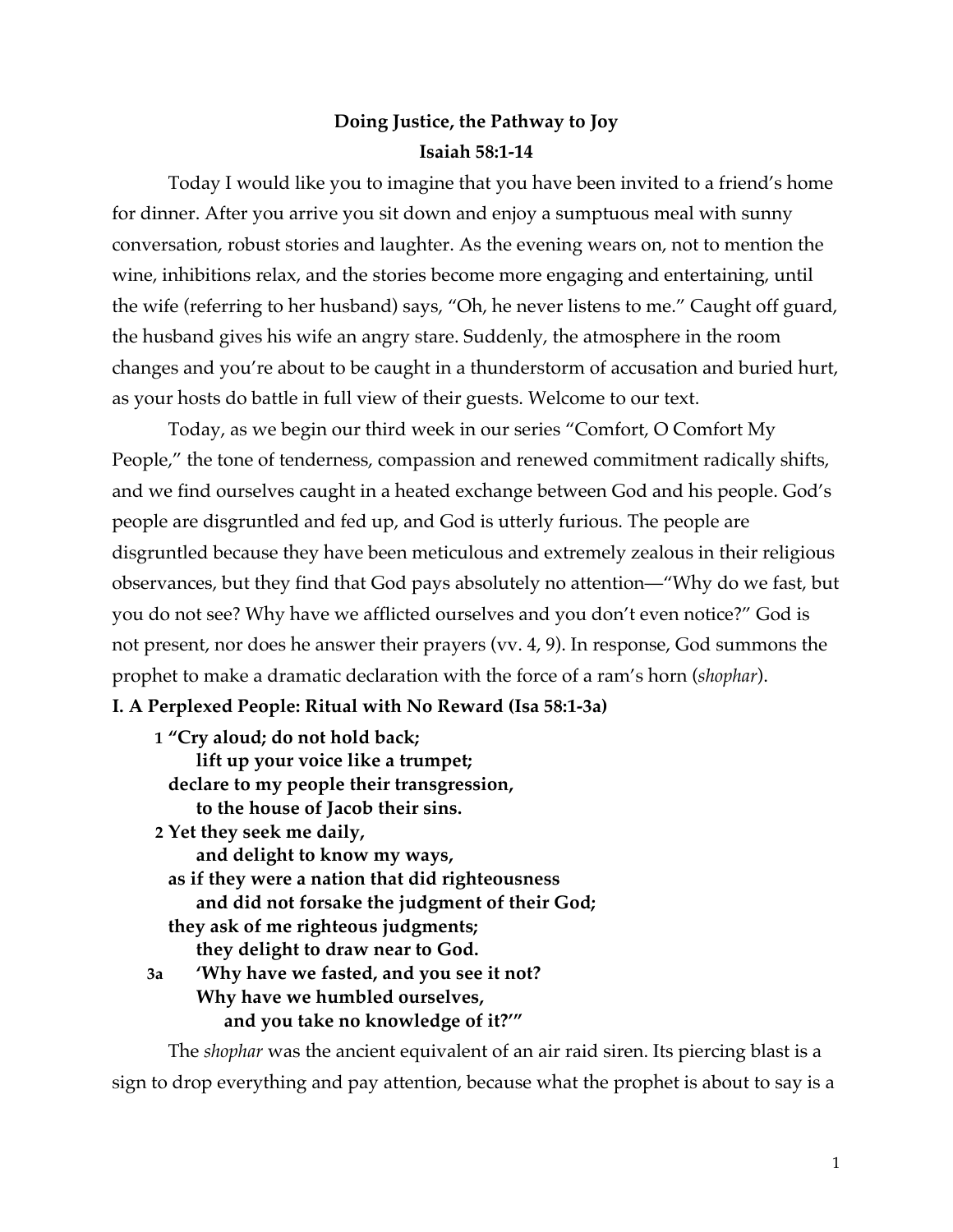**Doing Justice, the Pathway to Joy**

**Isaiah 58:1-14**

Today I would like you to imagine that you have been invited to a friend's home for dinner. After you arrive you sit down and enjoy a sumptuous meal with sunny conversation, robust stories and laughter. As the evening wears on, not to mention the wine, inhibitions relax, and the stories become more engaging and entertaining, until the wife (referring to her husband) says, "Oh, he never listens to me." Caught off guard, the husband gives his wife an angry stare. Suddenly, the atmosphere in the room changes and you're about to be caught in a thunderstorm of accusation and buried hurt, as your hosts do battle in full view of their guests. Welcome to our text.

Today, as we begin our third week in our series "Comfort, O Comfort My People," the tone of tenderness, compassion and renewed commitment radically shifts, and we find ourselves caught in a heated exchange between God and his people. God's people are disgruntled and fed up, and God is utterly furious. The people are disgruntled because they have been meticulous and extremely zealous in their religious observances, but they find that God pays absolutely no attention—"Why do we fast, but you do not see? Why have we afflicted ourselves and you don't even notice?" God is not present, nor does he answer their prayers (vv. 4, 9). In response, God summons the prophet to make a dramatic declaration with the force of a ram's horn (*shophar*).

**I. A Perplexed People: Ritual with No Reward (Isa 58:1-3a)**

> **1 "Cry aloud; do not hold back;**
> **lift up your voice like a trumpet;**
> **declare to my people their transgression,**
> **to the house of Jacob their sins.**
> **2 Yet they seek me daily,**
> **and delight to know my ways,**
> **as if they were a nation that did righteousness**
> **and did not forsake the judgment of their God;**
> **they ask of me righteous judgments;**
> **they delight to draw near to God.**
> **3a 'Why have we fasted, and you see it not?**
> **Why have we humbled ourselves,**
> **and you take no knowledge of it?'"**

The *shophar* was the ancient equivalent of an air raid siren. Its piercing blast is a sign to drop everything and pay attention, because what the prophet is about to say is a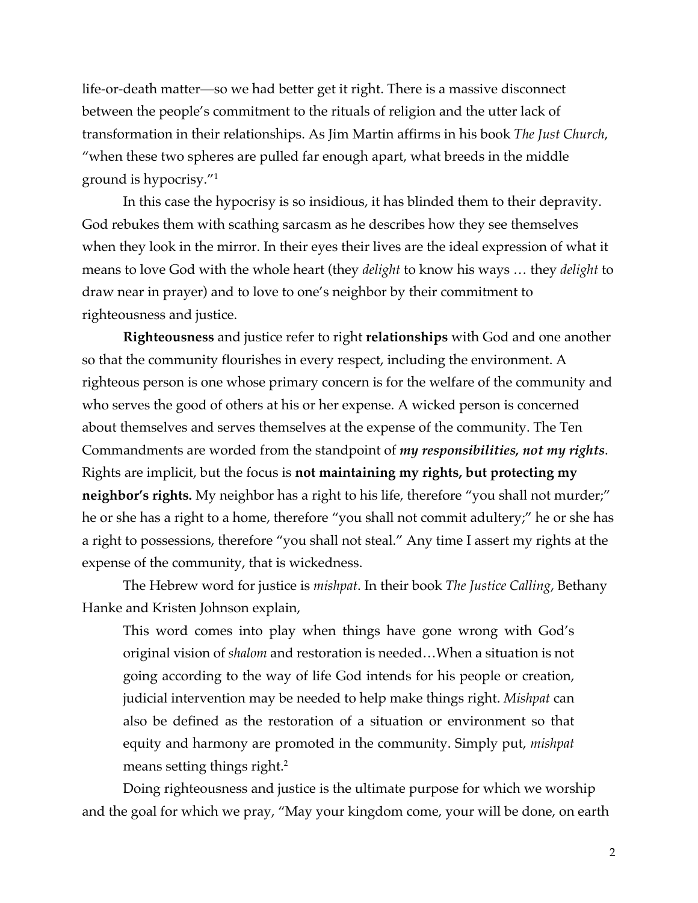life-or-death matter—so we had better get it right. There is a massive disconnect between the people's commitment to the rituals of religion and the utter lack of transformation in their relationships. As Jim Martin affirms in his book *The Just Church*, "when these two spheres are pulled far enough apart, what breeds in the middle ground is hypocrisy."[1]

In this case the hypocrisy is so insidious, it has blinded them to their depravity. God rebukes them with scathing sarcasm as he describes how they see themselves when they look in the mirror. In their eyes their lives are the ideal expression of what it means to love God with the whole heart (they *delight* to know his ways … they *delight* to draw near in prayer) and to love to one's neighbor by their commitment to righteousness and justice.

**Righteousness** and justice refer to right **relationships** with God and one another so that the community flourishes in every respect, including the environment. A righteous person is one whose primary concern is for the welfare of the community and who serves the good of others at his or her expense. A wicked person is concerned about themselves and serves themselves at the expense of the community. The Ten Commandments are worded from the standpoint of ***my responsibilities, not my rights***. Rights are implicit, but the focus is **not maintaining my rights, but protecting my neighbor's rights.** My neighbor has a right to his life, therefore "you shall not murder;" he or she has a right to a home, therefore "you shall not commit adultery;" he or she has a right to possessions, therefore "you shall not steal." Any time I assert my rights at the expense of the community, that is wickedness.

The Hebrew word for justice is *mishpat*. In their book *The Justice Calling*, Bethany Hanke and Kristen Johnson explain,

> This word comes into play when things have gone wrong with God's original vision of *shalom* and restoration is needed…When a situation is not going according to the way of life God intends for his people or creation, judicial intervention may be needed to help make things right. *Mishpat* can also be defined as the restoration of a situation or environment so that equity and harmony are promoted in the community. Simply put, *mishpat* means setting things right.[2]

Doing righteousness and justice is the ultimate purpose for which we worship and the goal for which we pray, "May your kingdom come, your will be done, on earth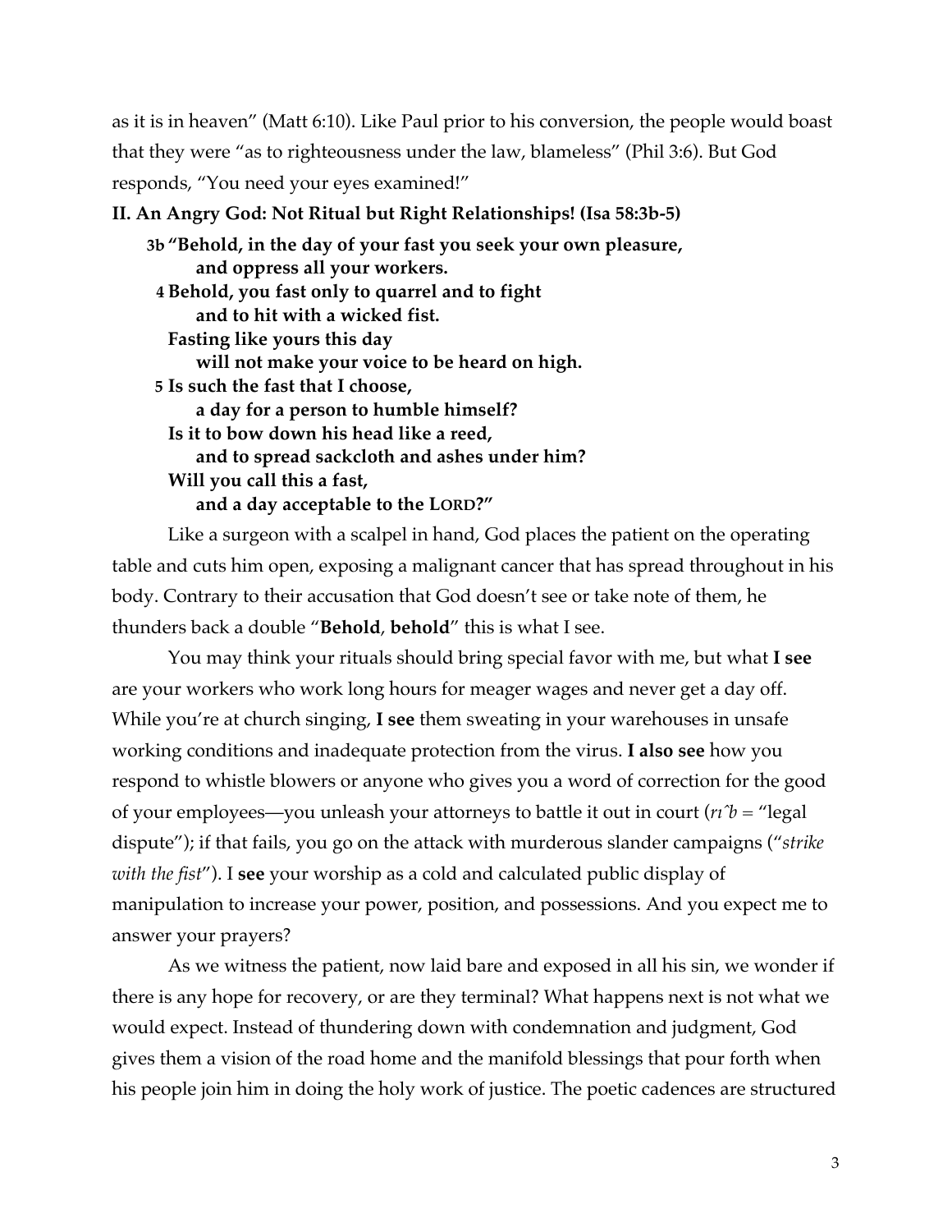as it is in heaven" (Matt 6:10). Like Paul prior to his conversion, the people would boast that they were "as to righteousness under the law, blameless" (Phil 3:6). But God responds, "You need your eyes examined!"

**II. An Angry God: Not Ritual but Right Relationships! (Isa 58:3b-5)**

> **3b "Behold, in the day of your fast you seek your own pleasure,**
> **and oppress all your workers.**
> **4 Behold, you fast only to quarrel and to fight**
> **and to hit with a wicked fist.**
> **Fasting like yours this day**
> **will not make your voice to be heard on high.**
> **5 Is such the fast that I choose,**
> **a day for a person to humble himself?**
> **Is it to bow down his head like a reed,**
> **and to spread sackcloth and ashes under him?**
> **Will you call this a fast,**
> **and a day acceptable to the LORD?"**

Like a surgeon with a scalpel in hand, God places the patient on the operating table and cuts him open, exposing a malignant cancer that has spread throughout in his body. Contrary to their accusation that God doesn't see or take note of them, he thunders back a double "**Behold**, **behold**" this is what I see.

You may think your rituals should bring special favor with me, but what **I see** are your workers who work long hours for meager wages and never get a day off. While you're at church singing, **I see** them sweating in your warehouses in unsafe working conditions and inadequate protection from the virus. **I also see** how you respond to whistle blowers or anyone who gives you a word of correction for the good of your employees—you unleash your attorneys to battle it out in court (*rîb* = "legal dispute"); if that fails, you go on the attack with murderous slander campaigns ("*strike with the fist*"). I **see** your worship as a cold and calculated public display of manipulation to increase your power, position, and possessions. And you expect me to answer your prayers?

As we witness the patient, now laid bare and exposed in all his sin, we wonder if there is any hope for recovery, or are they terminal? What happens next is not what we would expect. Instead of thundering down with condemnation and judgment, God gives them a vision of the road home and the manifold blessings that pour forth when his people join him in doing the holy work of justice. The poetic cadences are structured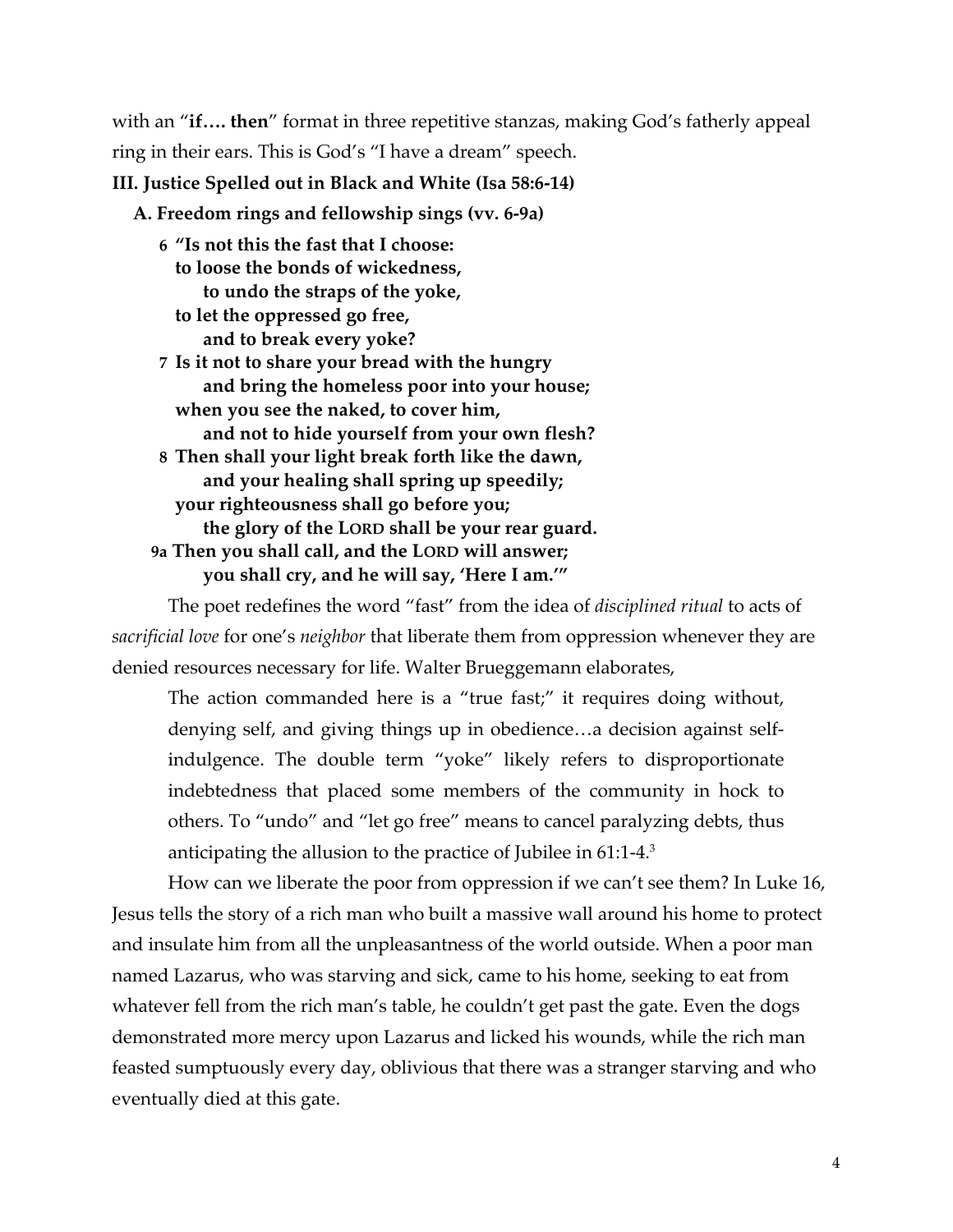with an "**if…. then**" format in three repetitive stanzas, making God's fatherly appeal ring in their ears. This is God's "I have a dream" speech.

### III. Justice Spelled out in Black and White (Isa 58:6-14)

#### A. Freedom rings and fellowship sings (vv. 6-9a)

> **6 "Is not this the fast that I choose:**
> **to loose the bonds of wickedness,**
> **to undo the straps of the yoke,**
> **to let the oppressed go free,**
> **and to break every yoke?**
> **7 Is it not to share your bread with the hungry**
> **and bring the homeless poor into your house;**
> **when you see the naked, to cover him,**
> **and not to hide yourself from your own flesh?**
> **8 Then shall your light break forth like the dawn,**
> **and your healing shall spring up speedily;**
> **your righteousness shall go before you;**
> **the glory of the LORD shall be your rear guard.**
> **9a Then you shall call, and the LORD will answer;**
> **you shall cry, and he will say, 'Here I am.'"**

The poet redefines the word "fast" from the idea of *disciplined ritual* to acts of *sacrificial love* for one's *neighbor* that liberate them from oppression whenever they are denied resources necessary for life. Walter Brueggemann elaborates,

> The action commanded here is a "true fast;" it requires doing without, denying self, and giving things up in obedience…a decision against self-indulgence. The double term "yoke" likely refers to disproportionate indebtedness that placed some members of the community in hock to others. To "undo" and "let go free" means to cancel paralyzing debts, thus anticipating the allusion to the practice of Jubilee in 61:1-4.[3]

How can we liberate the poor from oppression if we can't see them? In Luke 16, Jesus tells the story of a rich man who built a massive wall around his home to protect and insulate him from all the unpleasantness of the world outside. When a poor man named Lazarus, who was starving and sick, came to his home, seeking to eat from whatever fell from the rich man's table, he couldn't get past the gate. Even the dogs demonstrated more mercy upon Lazarus and licked his wounds, while the rich man feasted sumptuously every day, oblivious that there was a stranger starving and who eventually died at this gate.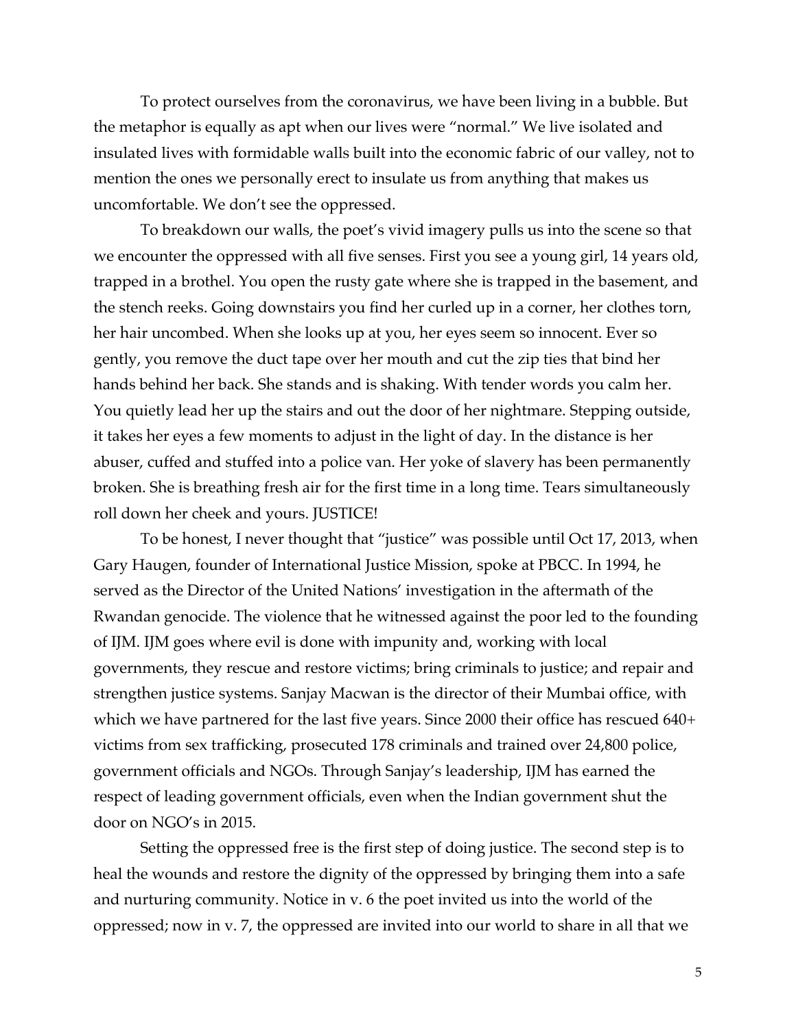To protect ourselves from the coronavirus, we have been living in a bubble. But the metaphor is equally as apt when our lives were "normal." We live isolated and insulated lives with formidable walls built into the economic fabric of our valley, not to mention the ones we personally erect to insulate us from anything that makes us uncomfortable. We don't see the oppressed.

To breakdown our walls, the poet's vivid imagery pulls us into the scene so that we encounter the oppressed with all five senses. First you see a young girl, 14 years old, trapped in a brothel. You open the rusty gate where she is trapped in the basement, and the stench reeks. Going downstairs you find her curled up in a corner, her clothes torn, her hair uncombed. When she looks up at you, her eyes seem so innocent. Ever so gently, you remove the duct tape over her mouth and cut the zip ties that bind her hands behind her back. She stands and is shaking. With tender words you calm her. You quietly lead her up the stairs and out the door of her nightmare. Stepping outside, it takes her eyes a few moments to adjust in the light of day. In the distance is her abuser, cuffed and stuffed into a police van. Her yoke of slavery has been permanently broken. She is breathing fresh air for the first time in a long time. Tears simultaneously roll down her cheek and yours. JUSTICE!

To be honest, I never thought that "justice" was possible until Oct 17, 2013, when Gary Haugen, founder of International Justice Mission, spoke at PBCC. In 1994, he served as the Director of the United Nations' investigation in the aftermath of the Rwandan genocide. The violence that he witnessed against the poor led to the founding of IJM. IJM goes where evil is done with impunity and, working with local governments, they rescue and restore victims; bring criminals to justice; and repair and strengthen justice systems. Sanjay Macwan is the director of their Mumbai office, with which we have partnered for the last five years. Since 2000 their office has rescued 640+ victims from sex trafficking, prosecuted 178 criminals and trained over 24,800 police, government officials and NGOs. Through Sanjay's leadership, IJM has earned the respect of leading government officials, even when the Indian government shut the door on NGO's in 2015.

Setting the oppressed free is the first step of doing justice. The second step is to heal the wounds and restore the dignity of the oppressed by bringing them into a safe and nurturing community. Notice in v. 6 the poet invited us into the world of the oppressed; now in v. 7, the oppressed are invited into our world to share in all that we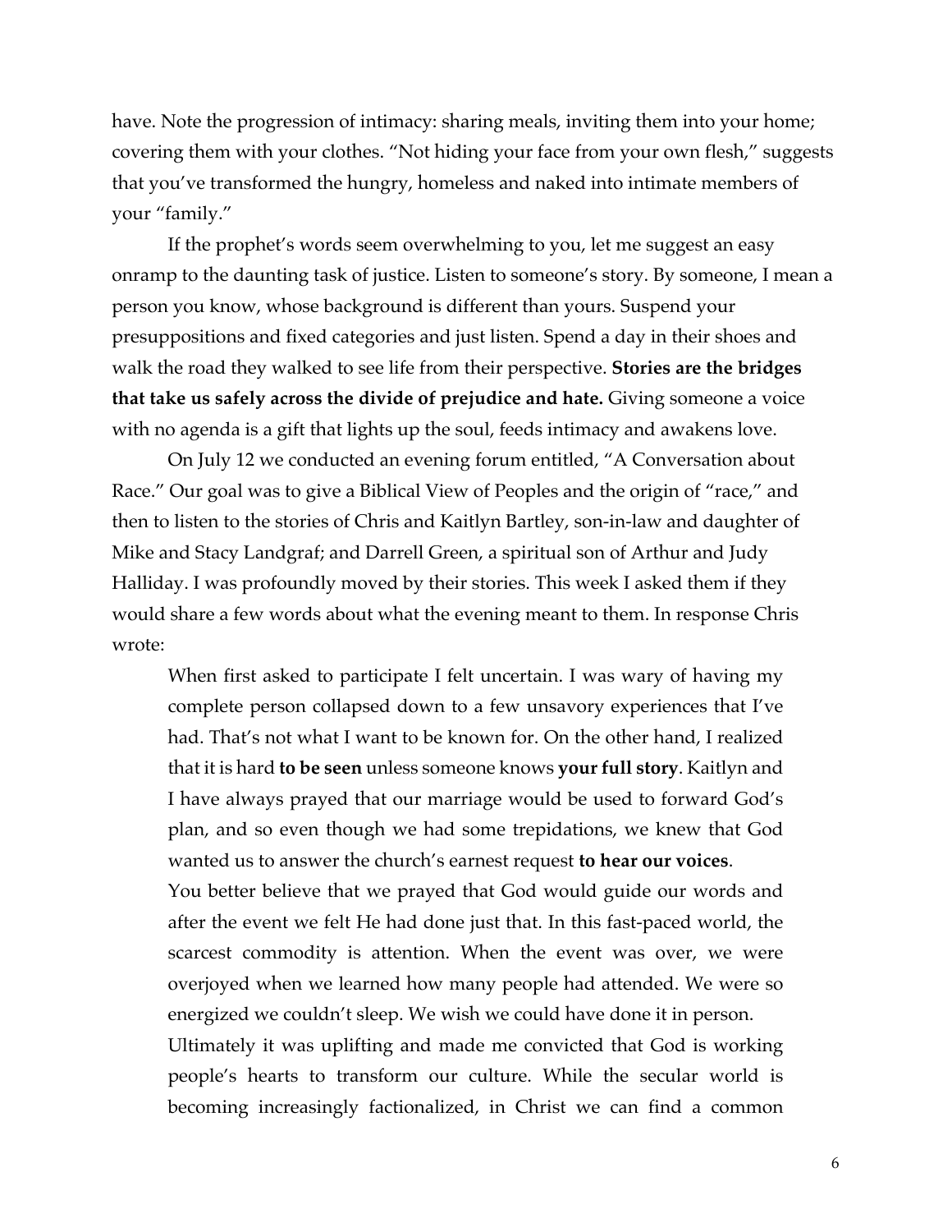have. Note the progression of intimacy: sharing meals, inviting them into your home; covering them with your clothes. "Not hiding your face from your own flesh," suggests that you've transformed the hungry, homeless and naked into intimate members of your "family."

If the prophet's words seem overwhelming to you, let me suggest an easy onramp to the daunting task of justice. Listen to someone's story. By someone, I mean a person you know, whose background is different than yours. Suspend your presuppositions and fixed categories and just listen. Spend a day in their shoes and walk the road they walked to see life from their perspective. **Stories are the bridges that take us safely across the divide of prejudice and hate.** Giving someone a voice with no agenda is a gift that lights up the soul, feeds intimacy and awakens love.

On July 12 we conducted an evening forum entitled, "A Conversation about Race." Our goal was to give a Biblical View of Peoples and the origin of "race," and then to listen to the stories of Chris and Kaitlyn Bartley, son-in-law and daughter of Mike and Stacy Landgraf; and Darrell Green, a spiritual son of Arthur and Judy Halliday. I was profoundly moved by their stories. This week I asked them if they would share a few words about what the evening meant to them. In response Chris wrote:

> When first asked to participate I felt uncertain. I was wary of having my complete person collapsed down to a few unsavory experiences that I've had. That's not what I want to be known for. On the other hand, I realized that it is hard **to be seen** unless someone knows **your full story**. Kaitlyn and I have always prayed that our marriage would be used to forward God's plan, and so even though we had some trepidations, we knew that God wanted us to answer the church's earnest request **to hear our voices**.
>
> You better believe that we prayed that God would guide our words and after the event we felt He had done just that. In this fast-paced world, the scarcest commodity is attention. When the event was over, we were overjoyed when we learned how many people had attended. We were so energized we couldn't sleep. We wish we could have done it in person.
>
> Ultimately it was uplifting and made me convicted that God is working people's hearts to transform our culture. While the secular world is becoming increasingly factionalized, in Christ we can find a common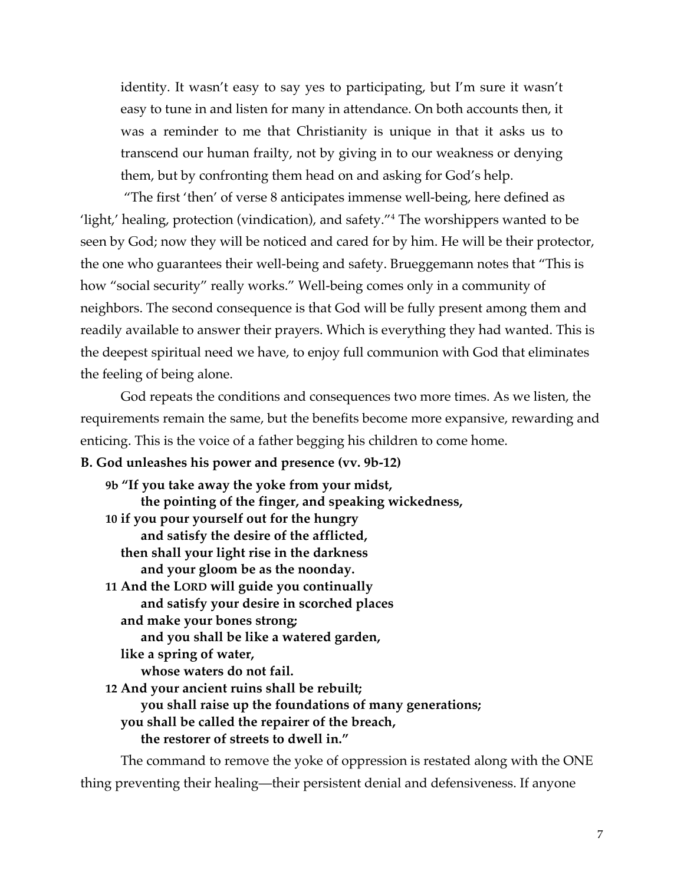identity. It wasn't easy to say yes to participating, but I'm sure it wasn't easy to tune in and listen for many in attendance. On both accounts then, it was a reminder to me that Christianity is unique in that it asks us to transcend our human frailty, not by giving in to our weakness or denying them, but by confronting them head on and asking for God's help.

"The first 'then' of verse 8 anticipates immense well-being, here defined as 'light,' healing, protection (vindication), and safety."[4] The worshippers wanted to be seen by God; now they will be noticed and cared for by him. He will be their protector, the one who guarantees their well-being and safety. Brueggemann notes that "This is how "social security" really works." Well-being comes only in a community of neighbors. The second consequence is that God will be fully present among them and readily available to answer their prayers. Which is everything they had wanted. This is the deepest spiritual need we have, to enjoy full communion with God that eliminates the feeling of being alone.

God repeats the conditions and consequences two more times. As we listen, the requirements remain the same, but the benefits become more expansive, rewarding and enticing. This is the voice of a father begging his children to come home.

**B. God unleashes his power and presence (vv. 9b-12)**

> **9b "If you take away the yoke from your midst,**
> **the pointing of the finger, and speaking wickedness,**
> **10 if you pour yourself out for the hungry**
> **and satisfy the desire of the afflicted,**
> **then shall your light rise in the darkness**
> **and your gloom be as the noonday.**
> **11 And the LORD will guide you continually**
> **and satisfy your desire in scorched places**
> **and make your bones strong;**
> **and you shall be like a watered garden,**
> **like a spring of water,**
> **whose waters do not fail.**
> **12 And your ancient ruins shall be rebuilt;**
> **you shall raise up the foundations of many generations;**
> **you shall be called the repairer of the breach,**
> **the restorer of streets to dwell in."**

The command to remove the yoke of oppression is restated along with the ONE thing preventing their healing—their persistent denial and defensiveness. If anyone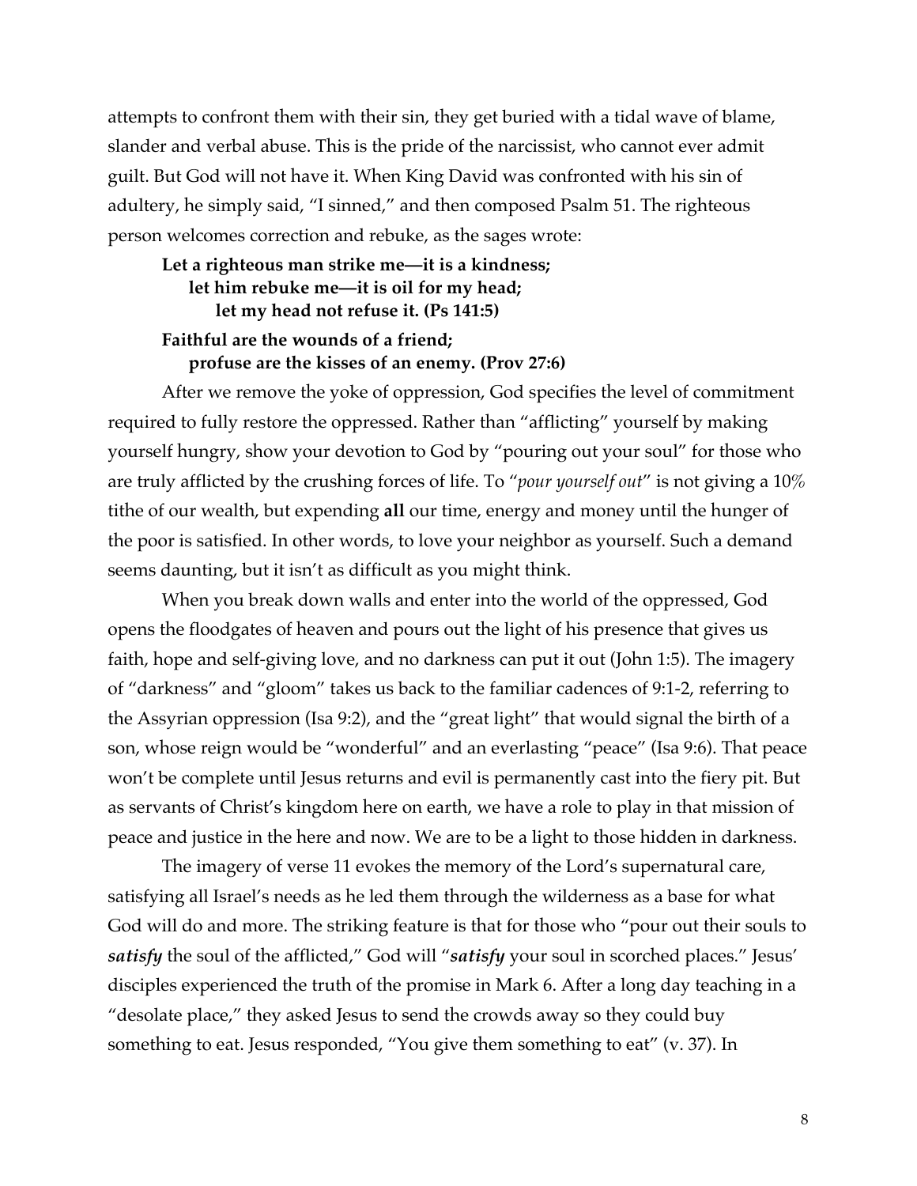attempts to confront them with their sin, they get buried with a tidal wave of blame, slander and verbal abuse. This is the pride of the narcissist, who cannot ever admit guilt. But God will not have it. When King David was confronted with his sin of adultery, he simply said, "I sinned," and then composed Psalm 51. The righteous person welcomes correction and rebuke, as the sages wrote:

> **Let a righteous man strike me—it is a kindness;**
> **let him rebuke me—it is oil for my head;**
> **let my head not refuse it. (Ps 141:5)**

> **Faithful are the wounds of a friend;**
> **profuse are the kisses of an enemy. (Prov 27:6)**

After we remove the yoke of oppression, God specifies the level of commitment required to fully restore the oppressed. Rather than "afflicting" yourself by making yourself hungry, show your devotion to God by "pouring out your soul" for those who are truly afflicted by the crushing forces of life. To "*pour yourself out*" is not giving a 10% tithe of our wealth, but expending **all** our time, energy and money until the hunger of the poor is satisfied. In other words, to love your neighbor as yourself. Such a demand seems daunting, but it isn't as difficult as you might think.

When you break down walls and enter into the world of the oppressed, God opens the floodgates of heaven and pours out the light of his presence that gives us faith, hope and self-giving love, and no darkness can put it out (John 1:5). The imagery of "darkness" and "gloom" takes us back to the familiar cadences of 9:1-2, referring to the Assyrian oppression (Isa 9:2), and the "great light" that would signal the birth of a son, whose reign would be "wonderful" and an everlasting "peace" (Isa 9:6). That peace won't be complete until Jesus returns and evil is permanently cast into the fiery pit. But as servants of Christ's kingdom here on earth, we have a role to play in that mission of peace and justice in the here and now. We are to be a light to those hidden in darkness.

The imagery of verse 11 evokes the memory of the Lord's supernatural care, satisfying all Israel's needs as he led them through the wilderness as a base for what God will do and more. The striking feature is that for those who "pour out their souls to ***satisfy*** the soul of the afflicted," God will "***satisfy*** your soul in scorched places." Jesus' disciples experienced the truth of the promise in Mark 6. After a long day teaching in a "desolate place," they asked Jesus to send the crowds away so they could buy something to eat. Jesus responded, "You give them something to eat" (v. 37). In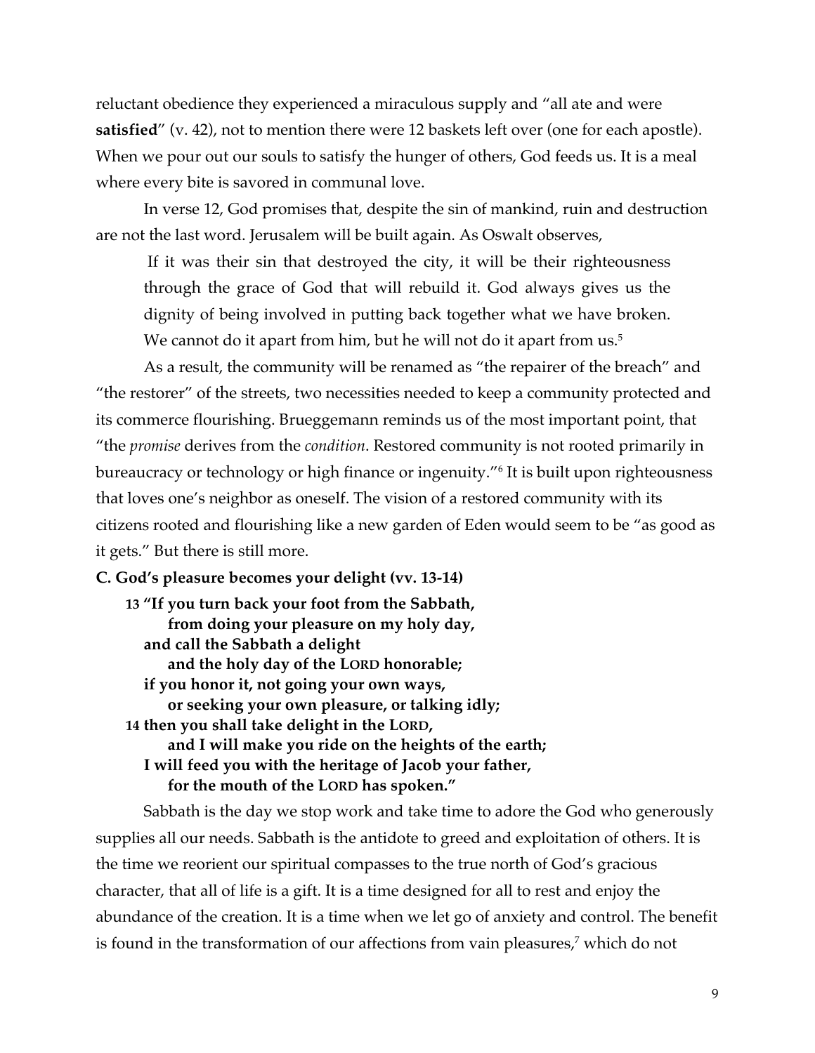reluctant obedience they experienced a miraculous supply and "all ate and were **satisfied**" (v. 42), not to mention there were 12 baskets left over (one for each apostle). When we pour out our souls to satisfy the hunger of others, God feeds us. It is a meal where every bite is savored in communal love.

In verse 12, God promises that, despite the sin of mankind, ruin and destruction are not the last word. Jerusalem will be built again. As Oswalt observes,

> If it was their sin that destroyed the city, it will be their righteousness through the grace of God that will rebuild it. God always gives us the dignity of being involved in putting back together what we have broken. We cannot do it apart from him, but he will not do it apart from us.[5]

As a result, the community will be renamed as "the repairer of the breach" and "the restorer" of the streets, two necessities needed to keep a community protected and its commerce flourishing. Brueggemann reminds us of the most important point, that "the *promise* derives from the *condition*. Restored community is not rooted primarily in bureaucracy or technology or high finance or ingenuity."[6] It is built upon righteousness that loves one's neighbor as oneself. The vision of a restored community with its citizens rooted and flourishing like a new garden of Eden would seem to be "as good as it gets." But there is still more.

**C. God's pleasure becomes your delight (vv. 13-14)**

> **13 "If you turn back your foot from the Sabbath,**
> **from doing your pleasure on my holy day,**
> **and call the Sabbath a delight**
> **and the holy day of the LORD honorable;**
> **if you honor it, not going your own ways,**
> **or seeking your own pleasure, or talking idly;**
> **14 then you shall take delight in the LORD,**
> **and I will make you ride on the heights of the earth;**
> **I will feed you with the heritage of Jacob your father,**
> **for the mouth of the LORD has spoken."**

Sabbath is the day we stop work and take time to adore the God who generously supplies all our needs. Sabbath is the antidote to greed and exploitation of others. It is the time we reorient our spiritual compasses to the true north of God's gracious character, that all of life is a gift. It is a time designed for all to rest and enjoy the abundance of the creation. It is a time when we let go of anxiety and control. The benefit is found in the transformation of our affections from vain pleasures,[7] which do not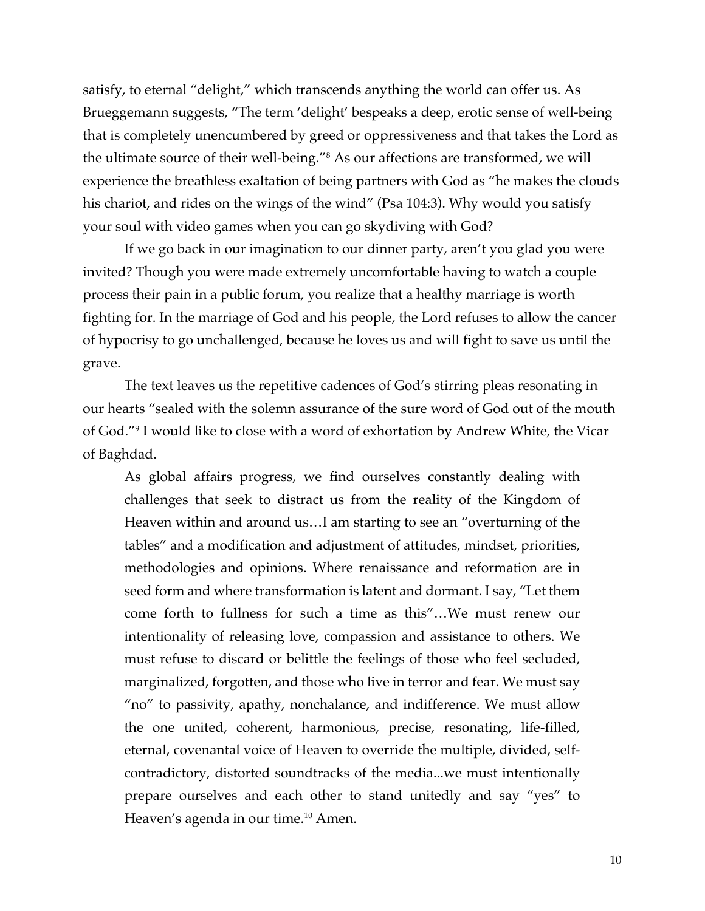satisfy, to eternal "delight," which transcends anything the world can offer us. As Brueggemann suggests, "The term 'delight' bespeaks a deep, erotic sense of well-being that is completely unencumbered by greed or oppressiveness and that takes the Lord as the ultimate source of their well-being."[8] As our affections are transformed, we will experience the breathless exaltation of being partners with God as "he makes the clouds his chariot, and rides on the wings of the wind" (Psa 104:3). Why would you satisfy your soul with video games when you can go skydiving with God?

If we go back in our imagination to our dinner party, aren't you glad you were invited? Though you were made extremely uncomfortable having to watch a couple process their pain in a public forum, you realize that a healthy marriage is worth fighting for. In the marriage of God and his people, the Lord refuses to allow the cancer of hypocrisy to go unchallenged, because he loves us and will fight to save us until the grave.

The text leaves us the repetitive cadences of God's stirring pleas resonating in our hearts "sealed with the solemn assurance of the sure word of God out of the mouth of God."[9] I would like to close with a word of exhortation by Andrew White, the Vicar of Baghdad.

> As global affairs progress, we find ourselves constantly dealing with challenges that seek to distract us from the reality of the Kingdom of Heaven within and around us…I am starting to see an "overturning of the tables" and a modification and adjustment of attitudes, mindset, priorities, methodologies and opinions. Where renaissance and reformation are in seed form and where transformation is latent and dormant. I say, "Let them come forth to fullness for such a time as this"…We must renew our intentionality of releasing love, compassion and assistance to others. We must refuse to discard or belittle the feelings of those who feel secluded, marginalized, forgotten, and those who live in terror and fear. We must say "no" to passivity, apathy, nonchalance, and indifference. We must allow the one united, coherent, harmonious, precise, resonating, life-filled, eternal, covenantal voice of Heaven to override the multiple, divided, self-contradictory, distorted soundtracks of the media...we must intentionally prepare ourselves and each other to stand unitedly and say "yes" to Heaven's agenda in our time.[10] Amen.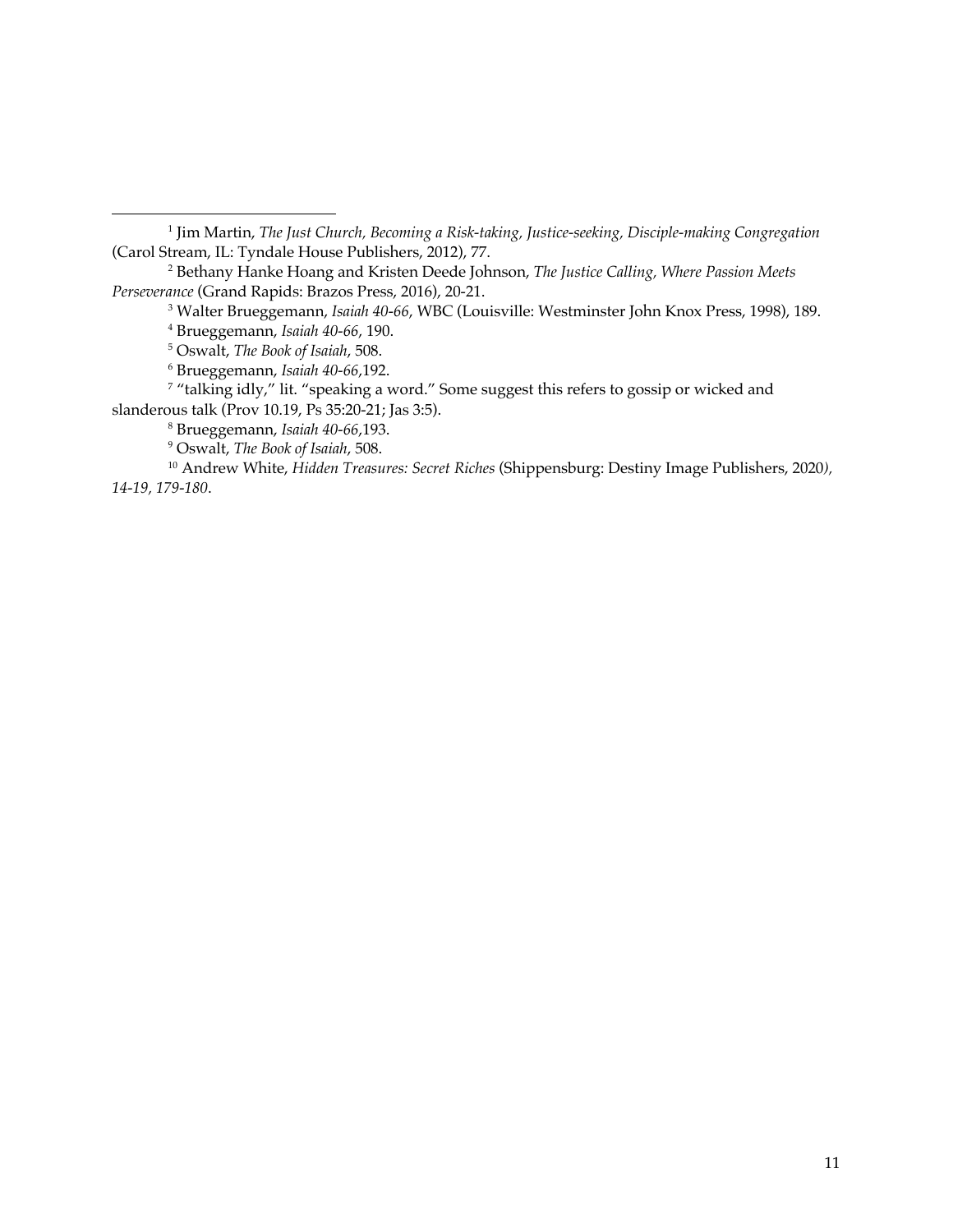[1] Jim Martin, *The Just Church, Becoming a Risk-taking, Justice-seeking, Disciple-making Congregation* (Carol Stream, IL: Tyndale House Publishers, 2012), 77.

[2] Bethany Hanke Hoang and Kristen Deede Johnson, *The Justice Calling, Where Passion Meets Perseverance* (Grand Rapids: Brazos Press, 2016), 20-21.

[3] Walter Brueggemann, *Isaiah 40-66*, WBC (Louisville: Westminster John Knox Press, 1998), 189.

[4] Brueggemann, *Isaiah 40-66*, 190.

[5] Oswalt, *The Book of Isaiah*, 508.

[6] Brueggemann, *Isaiah 40-66*,192.

[7] "talking idly," lit. "speaking a word." Some suggest this refers to gossip or wicked and slanderous talk (Prov 10.19, Ps 35:20-21; Jas 3:5).

[8] Brueggemann, *Isaiah 40-66*,193.

[9] Oswalt, *The Book of Isaiah*, 508.

[10] Andrew White, *Hidden Treasures: Secret Riches* (Shippensburg: Destiny Image Publishers, 2020*), 14-19, 179-180*.